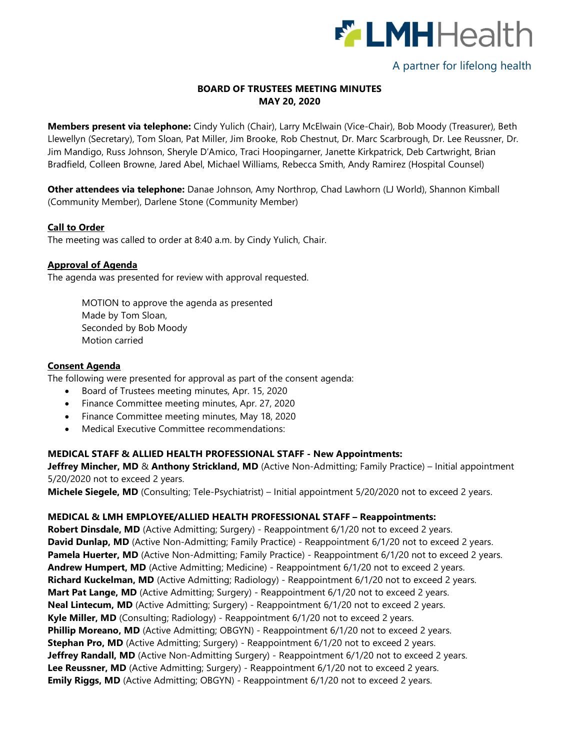LMHHealth

A partner for lifelong health

# BOARD OF TRUSTEES MEETING MINUTES
## MAY 20, 2020

**Members present via telephone:** Cindy Yulich (Chair), Larry McElwain (Vice-Chair), Bob Moody (Treasurer), Beth Llewellyn (Secretary), Tom Sloan, Pat Miller, Jim Brooke, Rob Chestnut, Dr. Marc Scarbrough, Dr. Lee Reussner, Dr. Jim Mandigo, Russ Johnson, Sheryle D'Amico, Traci Hoopingarner, Janette Kirkpatrick, Deb Cartwright, Brian Bradfield, Colleen Browne, Jared Abel, Michael Williams, Rebecca Smith, Andy Ramirez (Hospital Counsel)

**Other attendees via telephone:** Danae Johnson, Amy Northrop, Chad Lawhorn (LJ World), Shannon Kimball (Community Member), Darlene Stone (Community Member)

**Call to Order**

The meeting was called to order at 8:40 a.m. by Cindy Yulich, Chair.

**Approval of Agenda**

The agenda was presented for review with approval requested.

> MOTION to approve the agenda as presented
> Made by Tom Sloan,
> Seconded by Bob Moody
> Motion carried

**Consent Agenda**

The following were presented for approval as part of the consent agenda:

- Board of Trustees meeting minutes, Apr. 15, 2020
- Finance Committee meeting minutes, Apr. 27, 2020
- Finance Committee meeting minutes, May 18, 2020
- Medical Executive Committee recommendations:

**MEDICAL STAFF & ALLIED HEALTH PROFESSIONAL STAFF - New Appointments:**

**Jeffrey Mincher, MD** & **Anthony Strickland, MD** (Active Non-Admitting; Family Practice) – Initial appointment 5/20/2020 not to exceed 2 years.

**Michele Siegele, MD** (Consulting; Tele-Psychiatrist) – Initial appointment 5/20/2020 not to exceed 2 years.

**MEDICAL & LMH EMPLOYEE/ALLIED HEALTH PROFESSIONAL STAFF – Reappointments:**

**Robert Dinsdale, MD** (Active Admitting; Surgery) - Reappointment 6/1/20 not to exceed 2 years.
**David Dunlap, MD** (Active Non-Admitting; Family Practice) - Reappointment 6/1/20 not to exceed 2 years.
**Pamela Huerter, MD** (Active Non-Admitting; Family Practice) - Reappointment 6/1/20 not to exceed 2 years.
**Andrew Humpert, MD** (Active Admitting; Medicine) - Reappointment 6/1/20 not to exceed 2 years.
**Richard Kuckelman, MD** (Active Admitting; Radiology) - Reappointment 6/1/20 not to exceed 2 years.
**Mart Pat Lange, MD** (Active Admitting; Surgery) - Reappointment 6/1/20 not to exceed 2 years.
**Neal Lintecum, MD** (Active Admitting; Surgery) - Reappointment 6/1/20 not to exceed 2 years.
**Kyle Miller, MD** (Consulting; Radiology) - Reappointment 6/1/20 not to exceed 2 years.
**Phillip Moreano, MD** (Active Admitting; OBGYN) - Reappointment 6/1/20 not to exceed 2 years.
**Stephan Pro, MD** (Active Admitting; Surgery) - Reappointment 6/1/20 not to exceed 2 years.
**Jeffrey Randall, MD** (Active Non-Admitting Surgery) - Reappointment 6/1/20 not to exceed 2 years.
**Lee Reussner, MD** (Active Admitting; Surgery) - Reappointment 6/1/20 not to exceed 2 years.
**Emily Riggs, MD** (Active Admitting; OBGYN) - Reappointment 6/1/20 not to exceed 2 years.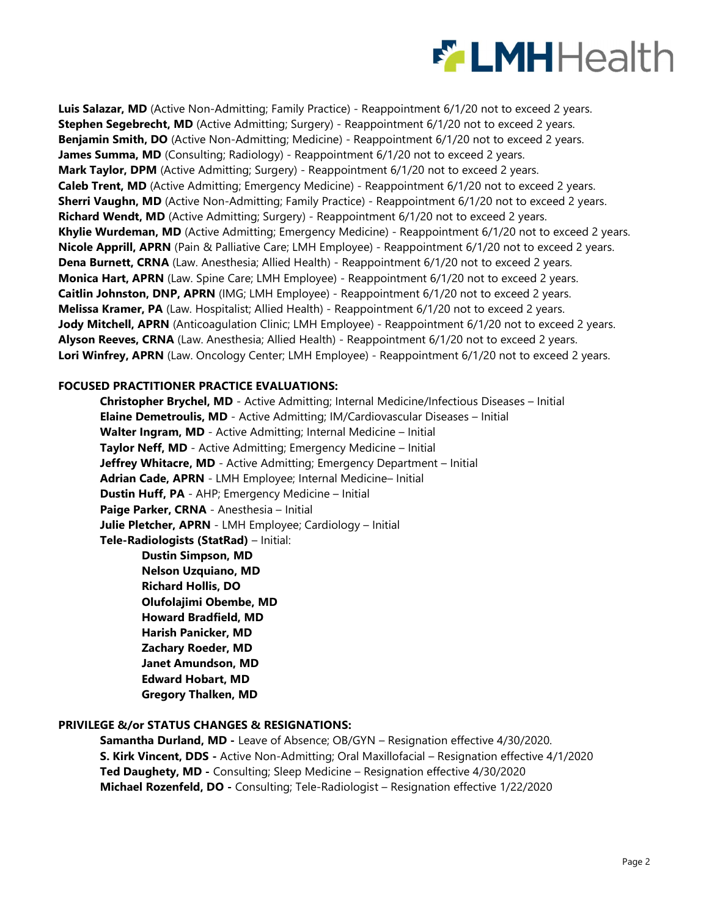**Luis Salazar, MD** (Active Non-Admitting; Family Practice) - Reappointment 6/1/20 not to exceed 2 years.
**Stephen Segebrecht, MD** (Active Admitting; Surgery) - Reappointment 6/1/20 not to exceed 2 years.
**Benjamin Smith, DO** (Active Non-Admitting; Medicine) - Reappointment 6/1/20 not to exceed 2 years.
**James Summa, MD** (Consulting; Radiology) - Reappointment 6/1/20 not to exceed 2 years.
**Mark Taylor, DPM** (Active Admitting; Surgery) - Reappointment 6/1/20 not to exceed 2 years.
**Caleb Trent, MD** (Active Admitting; Emergency Medicine) - Reappointment 6/1/20 not to exceed 2 years.
**Sherri Vaughn, MD** (Active Non-Admitting; Family Practice) - Reappointment 6/1/20 not to exceed 2 years.
**Richard Wendt, MD** (Active Admitting; Surgery) - Reappointment 6/1/20 not to exceed 2 years.
**Khylie Wurdeman, MD** (Active Admitting; Emergency Medicine) - Reappointment 6/1/20 not to exceed 2 years.
**Nicole Apprill, APRN** (Pain & Palliative Care; LMH Employee) - Reappointment 6/1/20 not to exceed 2 years.
**Dena Burnett, CRNA** (Law. Anesthesia; Allied Health) - Reappointment 6/1/20 not to exceed 2 years.
**Monica Hart, APRN** (Law. Spine Care; LMH Employee) - Reappointment 6/1/20 not to exceed 2 years.
**Caitlin Johnston, DNP, APRN** (IMG; LMH Employee) - Reappointment 6/1/20 not to exceed 2 years.
**Melissa Kramer, PA** (Law. Hospitalist; Allied Health) - Reappointment 6/1/20 not to exceed 2 years.
**Jody Mitchell, APRN** (Anticoagulation Clinic; LMH Employee) - Reappointment 6/1/20 not to exceed 2 years.
**Alyson Reeves, CRNA** (Law. Anesthesia; Allied Health) - Reappointment 6/1/20 not to exceed 2 years.
**Lori Winfrey, APRN** (Law. Oncology Center; LMH Employee) - Reappointment 6/1/20 not to exceed 2 years.

**FOCUSED PRACTITIONER PRACTICE EVALUATIONS:**

- **Christopher Brychel, MD** - Active Admitting; Internal Medicine/Infectious Diseases – Initial
- **Elaine Demetroulis, MD** - Active Admitting; IM/Cardiovascular Diseases – Initial
- **Walter Ingram, MD** - Active Admitting; Internal Medicine – Initial
- **Taylor Neff, MD** - Active Admitting; Emergency Medicine – Initial
- **Jeffrey Whitacre, MD** - Active Admitting; Emergency Department – Initial
- **Adrian Cade, APRN** - LMH Employee; Internal Medicine– Initial
- **Dustin Huff, PA** - AHP; Emergency Medicine – Initial
- **Paige Parker, CRNA** - Anesthesia – Initial
- **Julie Pletcher, APRN** - LMH Employee; Cardiology – Initial
- **Tele-Radiologists (StatRad)** – Initial:
  - **Dustin Simpson, MD**
  - **Nelson Uzquiano, MD**
  - **Richard Hollis, DO**
  - **Olufolajimi Obembe, MD**
  - **Howard Bradfield, MD**
  - **Harish Panicker, MD**
  - **Zachary Roeder, MD**
  - **Janet Amundson, MD**
  - **Edward Hobart, MD**
  - **Gregory Thalken, MD**

**PRIVILEGE &/or STATUS CHANGES & RESIGNATIONS:**

- **Samantha Durland, MD -** Leave of Absence; OB/GYN – Resignation effective 4/30/2020.
- **S. Kirk Vincent, DDS -** Active Non-Admitting; Oral Maxillofacial – Resignation effective 4/1/2020
- **Ted Daughety, MD -** Consulting; Sleep Medicine – Resignation effective 4/30/2020
- **Michael Rozenfeld, DO -** Consulting; Tele-Radiologist – Resignation effective 1/22/2020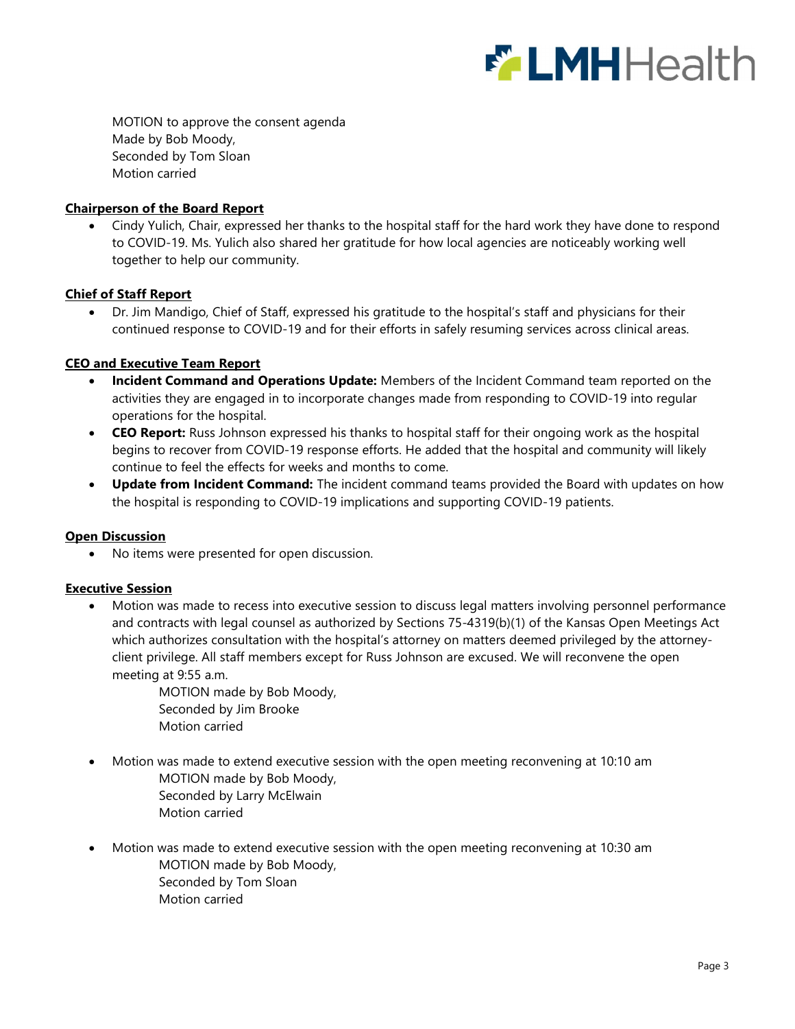MOTION to approve the consent agenda
Made by Bob Moody,
Seconded by Tom Sloan
Motion carried

**Chairperson of the Board Report**

- Cindy Yulich, Chair, expressed her thanks to the hospital staff for the hard work they have done to respond to COVID-19. Ms. Yulich also shared her gratitude for how local agencies are noticeably working well together to help our community.

**Chief of Staff Report**

- Dr. Jim Mandigo, Chief of Staff, expressed his gratitude to the hospital's staff and physicians for their continued response to COVID-19 and for their efforts in safely resuming services across clinical areas.

**CEO and Executive Team Report**

- **Incident Command and Operations Update:** Members of the Incident Command team reported on the activities they are engaged in to incorporate changes made from responding to COVID-19 into regular operations for the hospital.
- **CEO Report:** Russ Johnson expressed his thanks to hospital staff for their ongoing work as the hospital begins to recover from COVID-19 response efforts. He added that the hospital and community will likely continue to feel the effects for weeks and months to come.
- **Update from Incident Command:** The incident command teams provided the Board with updates on how the hospital is responding to COVID-19 implications and supporting COVID-19 patients.

**Open Discussion**

- No items were presented for open discussion.

**Executive Session**

- Motion was made to recess into executive session to discuss legal matters involving personnel performance and contracts with legal counsel as authorized by Sections 75-4319(b)(1) of the Kansas Open Meetings Act which authorizes consultation with the hospital's attorney on matters deemed privileged by the attorney-client privilege. All staff members except for Russ Johnson are excused. We will reconvene the open meeting at 9:55 a.m.

  MOTION made by Bob Moody,
  Seconded by Jim Brooke
  Motion carried

- Motion was made to extend executive session with the open meeting reconvening at 10:10 am

  MOTION made by Bob Moody,
  Seconded by Larry McElwain
  Motion carried

- Motion was made to extend executive session with the open meeting reconvening at 10:30 am

  MOTION made by Bob Moody,
  Seconded by Tom Sloan
  Motion carried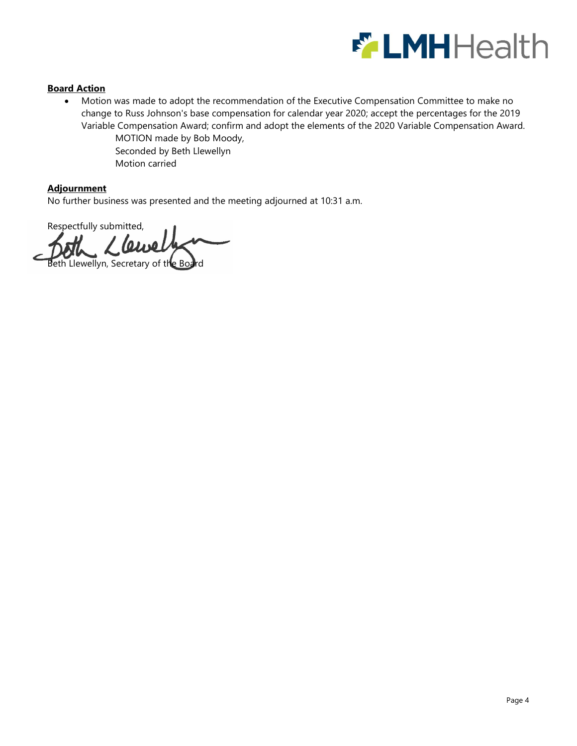**Board Action**

- Motion was made to adopt the recommendation of the Executive Compensation Committee to make no change to Russ Johnson's base compensation for calendar year 2020; accept the percentages for the 2019 Variable Compensation Award; confirm and adopt the elements of the 2020 Variable Compensation Award.
  
  MOTION made by Bob Moody,  
  Seconded by Beth Llewellyn  
  Motion carried

**Adjournment**

No further business was presented and the meeting adjourned at 10:31 a.m.

Respectfully submitted,

Beth Llewellyn, Secretary of the Board